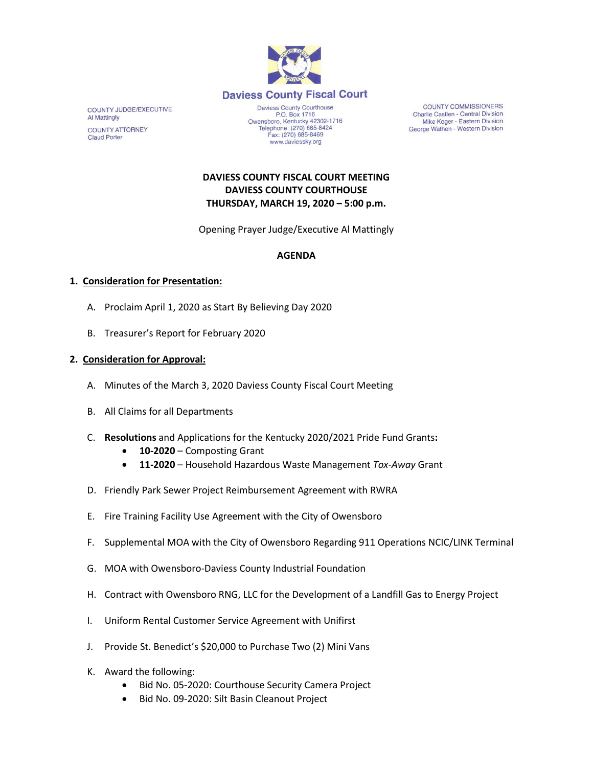# Daviess County Fiscal Court

COUNTY JUDGE/EXECUTIVE
Al Mattingly

COUNTY ATTORNEY
Claud Porter

Daviess County Courthouse
P.O. Box 1716
Owensboro, Kentucky 42302-1716
Telephone: (270) 685-8424
Fax: (270) 685-8469
www.daviessky.org

COUNTY COMMISSIONERS
Charlie Castlen - Central Division
Mike Koger - Eastern Division
George Wathen - Western Division

**DAVIESS COUNTY FISCAL COURT MEETING**
**DAVIESS COUNTY COURTHOUSE**
**THURSDAY, MARCH 19, 2020 – 5:00 p.m.**

Opening Prayer Judge/Executive Al Mattingly

**AGENDA**

1. **Consideration for Presentation:**

   A. Proclaim April 1, 2020 as Start By Believing Day 2020

   B. Treasurer's Report for February 2020

2. **Consideration for Approval:**

   A. Minutes of the March 3, 2020 Daviess County Fiscal Court Meeting

   B. All Claims for all Departments

   C. **Resolutions** and Applications for the Kentucky 2020/2021 Pride Fund Grants**:**
      - **10-2020** – Composting Grant
      - **11-2020** – Household Hazardous Waste Management *Tox-Away* Grant

   D. Friendly Park Sewer Project Reimbursement Agreement with RWRA

   E. Fire Training Facility Use Agreement with the City of Owensboro

   F. Supplemental MOA with the City of Owensboro Regarding 911 Operations NCIC/LINK Terminal

   G. MOA with Owensboro-Daviess County Industrial Foundation

   H. Contract with Owensboro RNG, LLC for the Development of a Landfill Gas to Energy Project

   I. Uniform Rental Customer Service Agreement with Unifirst

   J. Provide St. Benedict's $20,000 to Purchase Two (2) Mini Vans

   K. Award the following:
      - Bid No. 05-2020: Courthouse Security Camera Project
      - Bid No. 09-2020: Silt Basin Cleanout Project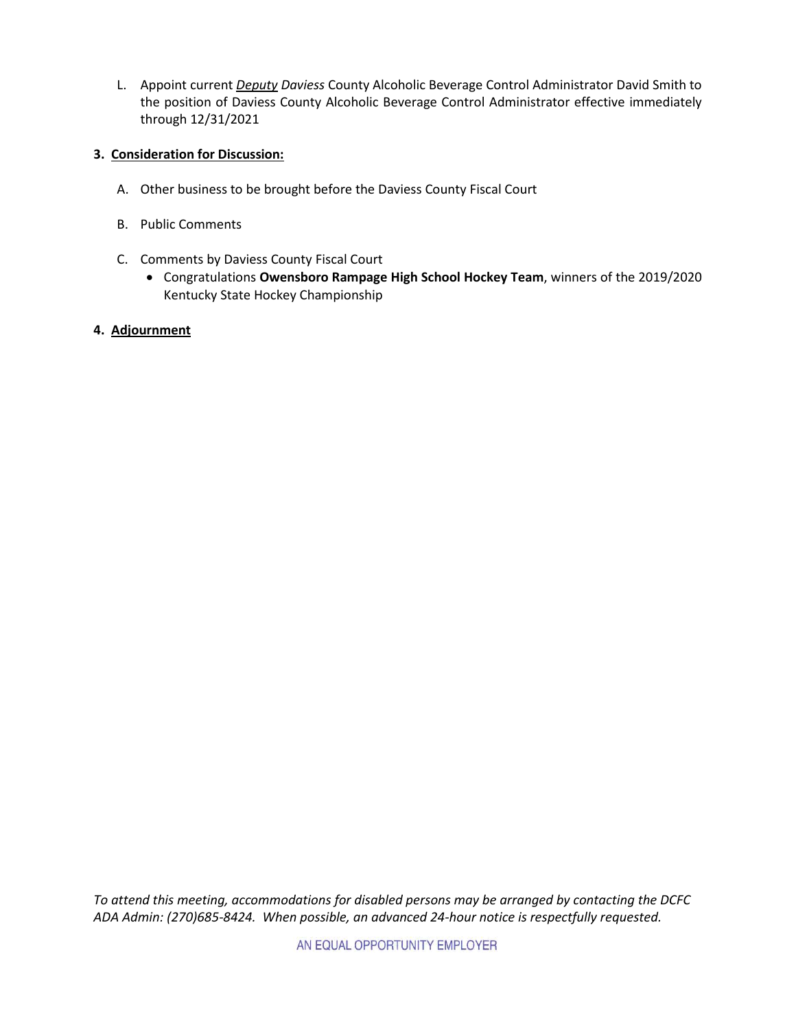L. Appoint current ***<u>Deputy</u>*** *Daviess* County Alcoholic Beverage Control Administrator David Smith to the position of Daviess County Alcoholic Beverage Control Administrator effective immediately through 12/31/2021

**3. <u>Consideration for Discussion:</u>**

A. Other business to be brought before the Daviess County Fiscal Court

B. Public Comments

C. Comments by Daviess County Fiscal Court
   - Congratulations **Owensboro Rampage High School Hockey Team**, winners of the 2019/2020 Kentucky State Hockey Championship

**4. <u>Adjournment</u>**

*To attend this meeting, accommodations for disabled persons may be arranged by contacting the DCFC ADA Admin: (270)685-8424. When possible, an advanced 24-hour notice is respectfully requested.*

AN EQUAL OPPORTUNITY EMPLOYER